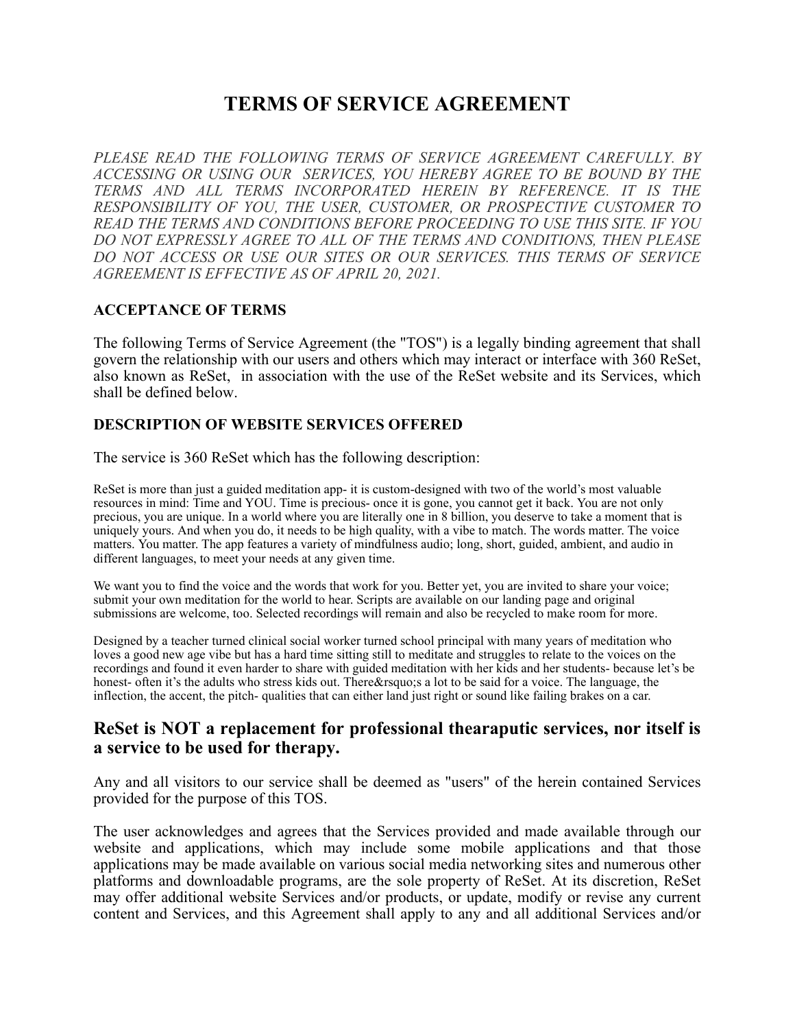# TERMS OF SERVICE AGREEMENT

*PLEASE READ THE FOLLOWING TERMS OF SERVICE AGREEMENT CAREFULLY. BY ACCESSING OR USING OUR SERVICES, YOU HEREBY AGREE TO BE BOUND BY THE TERMS AND ALL TERMS INCORPORATED HEREIN BY REFERENCE. IT IS THE RESPONSIBILITY OF YOU, THE USER, CUSTOMER, OR PROSPECTIVE CUSTOMER TO READ THE TERMS AND CONDITIONS BEFORE PROCEEDING TO USE THIS SITE. IF YOU DO NOT EXPRESSLY AGREE TO ALL OF THE TERMS AND CONDITIONS, THEN PLEASE DO NOT ACCESS OR USE OUR SITES OR OUR SERVICES. THIS TERMS OF SERVICE AGREEMENT IS EFFECTIVE AS OF APRIL 20, 2021.*

### ACCEPTANCE OF TERMS

The following Terms of Service Agreement (the "TOS") is a legally binding agreement that shall govern the relationship with our users and others which may interact or interface with 360 ReSet, also known as ReSet, in association with the use of the ReSet website and its Services, which shall be defined below.

### DESCRIPTION OF WEBSITE SERVICES OFFERED

The service is 360 ReSet which has the following description:

ReSet is more than just a guided meditation app- it is custom-designed with two of the world's most valuable resources in mind: Time and YOU. Time is precious- once it is gone, you cannot get it back. You are not only precious, you are unique. In a world where you are literally one in 8 billion, you deserve to take a moment that is uniquely yours. And when you do, it needs to be high quality, with a vibe to match. The words matter. The voice matters. You matter. The app features a variety of mindfulness audio; long, short, guided, ambient, and audio in different languages, to meet your needs at any given time.

We want you to find the voice and the words that work for you. Better yet, you are invited to share your voice; submit your own meditation for the world to hear. Scripts are available on our landing page and original submissions are welcome, too. Selected recordings will remain and also be recycled to make room for more.

Designed by a teacher turned clinical social worker turned school principal with many years of meditation who loves a good new age vibe but has a hard time sitting still to meditate and struggles to relate to the voices on the recordings and found it even harder to share with guided meditation with her kids and her students- because let's be honest- often it's the adults who stress kids out. There&rsquo;s a lot to be said for a voice. The language, the inflection, the accent, the pitch- qualities that can either land just right or sound like failing brakes on a car.

## ReSet is NOT a replacement for professional thearaputic services, nor itself is a service to be used for therapy.

Any and all visitors to our service shall be deemed as "users" of the herein contained Services provided for the purpose of this TOS.

The user acknowledges and agrees that the Services provided and made available through our website and applications, which may include some mobile applications and that those applications may be made available on various social media networking sites and numerous other platforms and downloadable programs, are the sole property of ReSet. At its discretion, ReSet may offer additional website Services and/or products, or update, modify or revise any current content and Services, and this Agreement shall apply to any and all additional Services and/or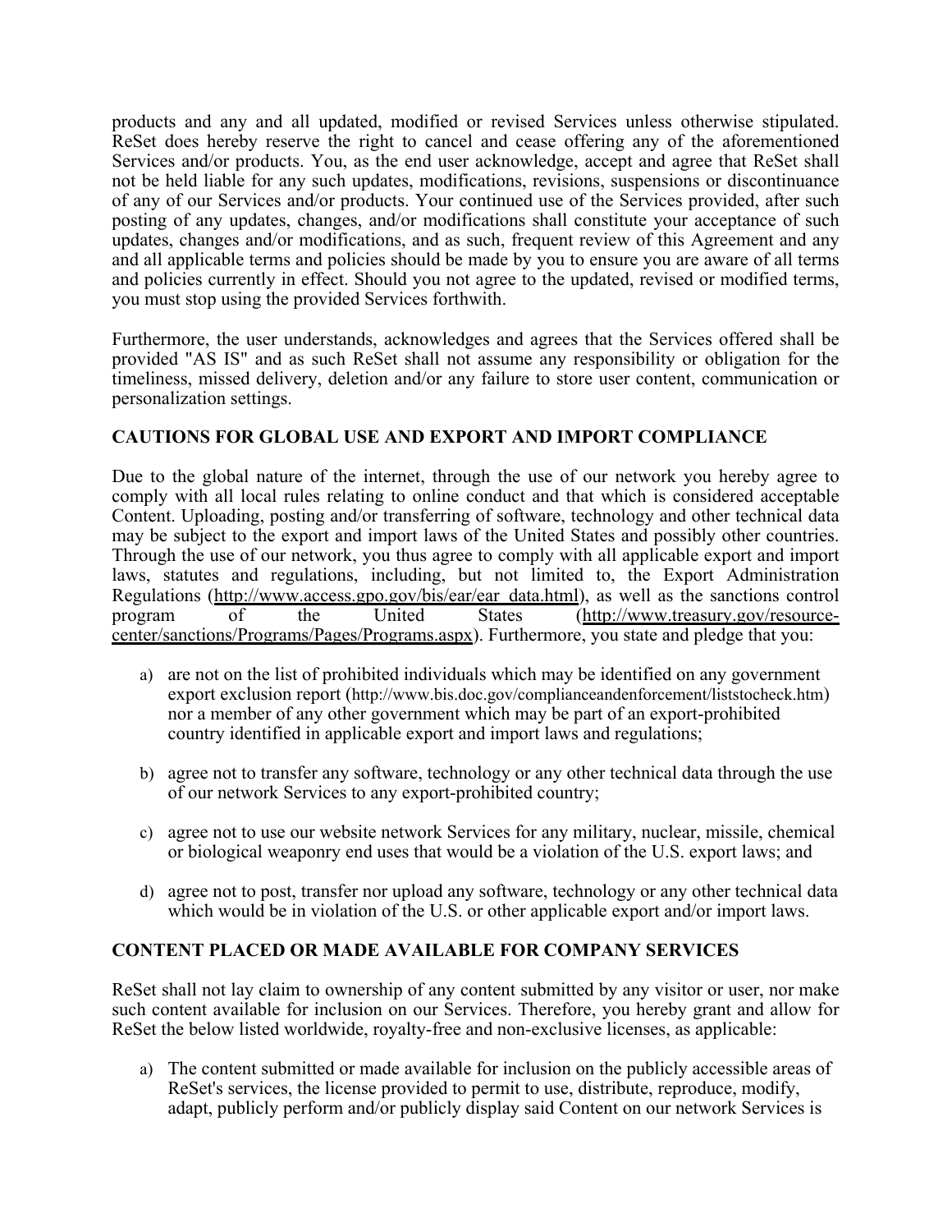products and any and all updated, modified or revised Services unless otherwise stipulated. ReSet does hereby reserve the right to cancel and cease offering any of the aforementioned Services and/or products. You, as the end user acknowledge, accept and agree that ReSet shall not be held liable for any such updates, modifications, revisions, suspensions or discontinuance of any of our Services and/or products. Your continued use of the Services provided, after such posting of any updates, changes, and/or modifications shall constitute your acceptance of such updates, changes and/or modifications, and as such, frequent review of this Agreement and any and all applicable terms and policies should be made by you to ensure you are aware of all terms and policies currently in effect. Should you not agree to the updated, revised or modified terms, you must stop using the provided Services forthwith.

Furthermore, the user understands, acknowledges and agrees that the Services offered shall be provided "AS IS" and as such ReSet shall not assume any responsibility or obligation for the timeliness, missed delivery, deletion and/or any failure to store user content, communication or personalization settings.

## CAUTIONS FOR GLOBAL USE AND EXPORT AND IMPORT COMPLIANCE

Due to the global nature of the internet, through the use of our network you hereby agree to comply with all local rules relating to online conduct and that which is considered acceptable Content. Uploading, posting and/or transferring of software, technology and other technical data may be subject to the export and import laws of the United States and possibly other countries. Through the use of our network, you thus agree to comply with all applicable export and import laws, statutes and regulations, including, but not limited to, the Export Administration Regulations (http://www.access.gpo.gov/bis/ear/ear_data.html), as well as the sanctions control program of the United States (http://www.treasury.gov/resource-center/sanctions/Programs/Pages/Programs.aspx). Furthermore, you state and pledge that you:

a) are not on the list of prohibited individuals which may be identified on any government export exclusion report (http://www.bis.doc.gov/complianceandenforcement/liststocheck.htm) nor a member of any other government which may be part of an export-prohibited country identified in applicable export and import laws and regulations;

b) agree not to transfer any software, technology or any other technical data through the use of our network Services to any export-prohibited country;

c) agree not to use our website network Services for any military, nuclear, missile, chemical or biological weaponry end uses that would be a violation of the U.S. export laws; and

d) agree not to post, transfer nor upload any software, technology or any other technical data which would be in violation of the U.S. or other applicable export and/or import laws.

## CONTENT PLACED OR MADE AVAILABLE FOR COMPANY SERVICES

ReSet shall not lay claim to ownership of any content submitted by any visitor or user, nor make such content available for inclusion on our Services. Therefore, you hereby grant and allow for ReSet the below listed worldwide, royalty-free and non-exclusive licenses, as applicable:

a) The content submitted or made available for inclusion on the publicly accessible areas of ReSet's services, the license provided to permit to use, distribute, reproduce, modify, adapt, publicly perform and/or publicly display said Content on our network Services is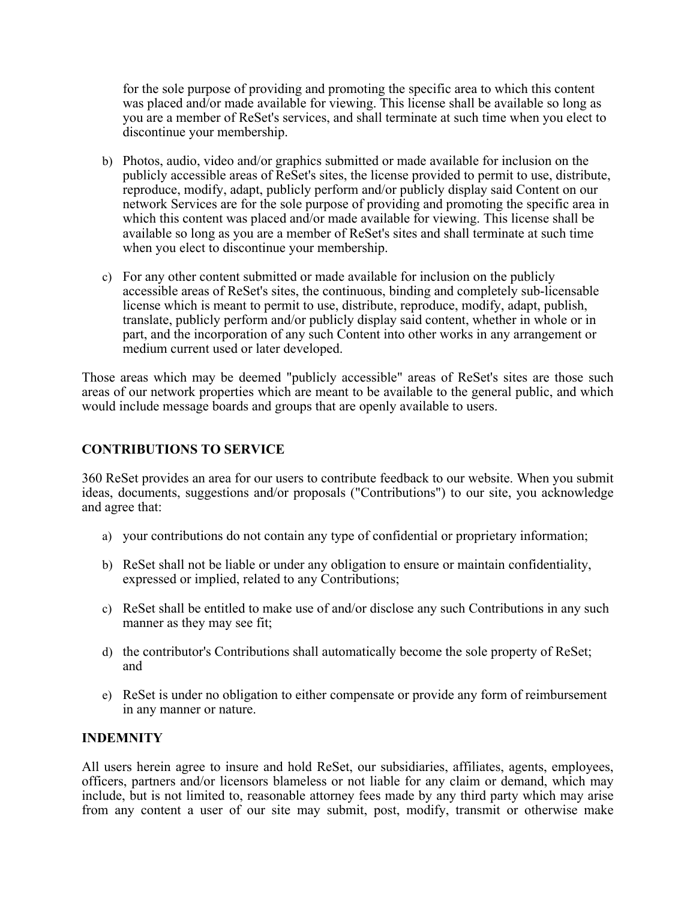for the sole purpose of providing and promoting the specific area to which this content was placed and/or made available for viewing. This license shall be available so long as you are a member of ReSet's services, and shall terminate at such time when you elect to discontinue your membership.

b) Photos, audio, video and/or graphics submitted or made available for inclusion on the publicly accessible areas of ReSet's sites, the license provided to permit to use, distribute, reproduce, modify, adapt, publicly perform and/or publicly display said Content on our network Services are for the sole purpose of providing and promoting the specific area in which this content was placed and/or made available for viewing. This license shall be available so long as you are a member of ReSet's sites and shall terminate at such time when you elect to discontinue your membership.

c) For any other content submitted or made available for inclusion on the publicly accessible areas of ReSet's sites, the continuous, binding and completely sub-licensable license which is meant to permit to use, distribute, reproduce, modify, adapt, publish, translate, publicly perform and/or publicly display said content, whether in whole or in part, and the incorporation of any such Content into other works in any arrangement or medium current used or later developed.

Those areas which may be deemed "publicly accessible" areas of ReSet's sites are those such areas of our network properties which are meant to be available to the general public, and which would include message boards and groups that are openly available to users.

**CONTRIBUTIONS TO SERVICE**

360 ReSet provides an area for our users to contribute feedback to our website. When you submit ideas, documents, suggestions and/or proposals ("Contributions") to our site, you acknowledge and agree that:

a) your contributions do not contain any type of confidential or proprietary information;

b) ReSet shall not be liable or under any obligation to ensure or maintain confidentiality, expressed or implied, related to any Contributions;

c) ReSet shall be entitled to make use of and/or disclose any such Contributions in any such manner as they may see fit;

d) the contributor's Contributions shall automatically become the sole property of ReSet; and

e) ReSet is under no obligation to either compensate or provide any form of reimbursement in any manner or nature.

**INDEMNITY**

All users herein agree to insure and hold ReSet, our subsidiaries, affiliates, agents, employees, officers, partners and/or licensors blameless or not liable for any claim or demand, which may include, but is not limited to, reasonable attorney fees made by any third party which may arise from any content a user of our site may submit, post, modify, transmit or otherwise make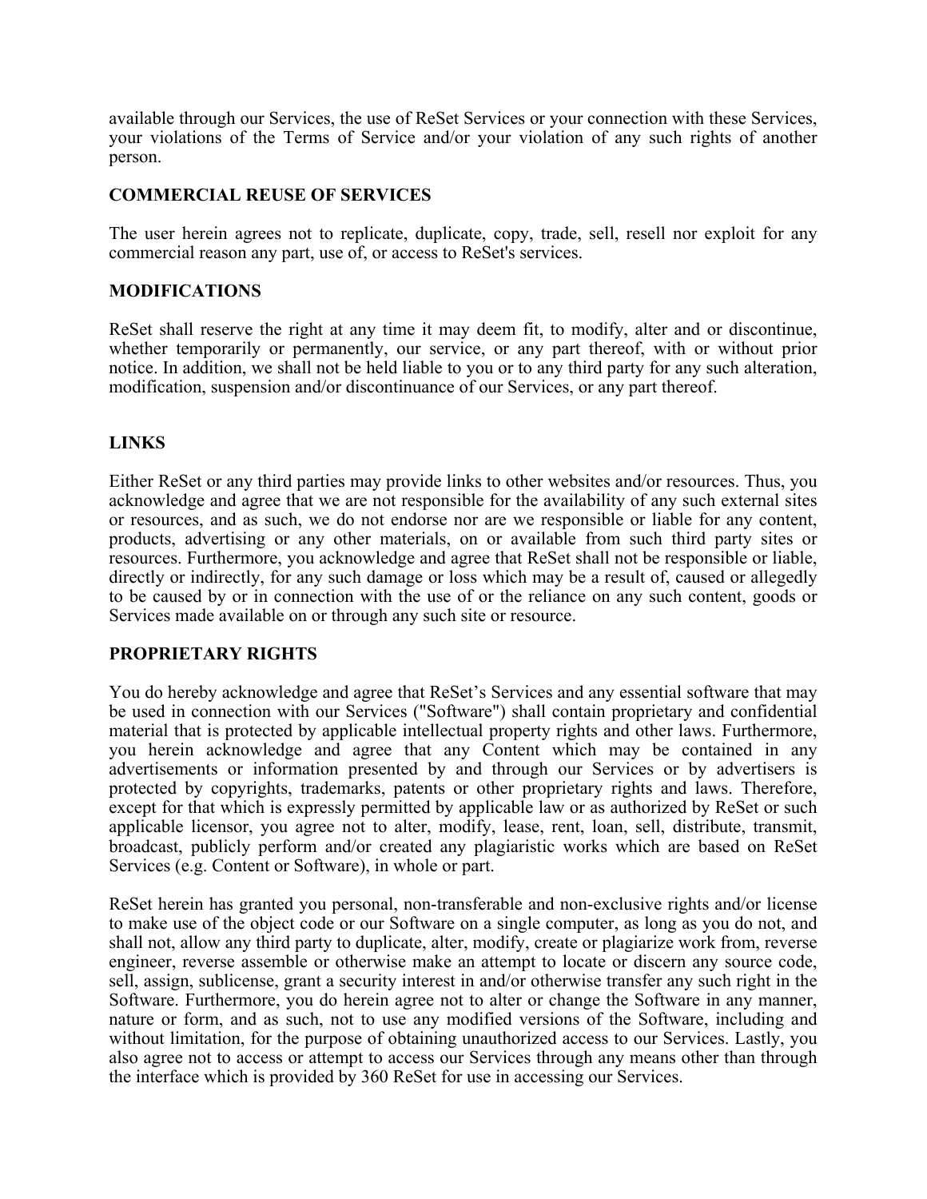available through our Services, the use of ReSet Services or your connection with these Services, your violations of the Terms of Service and/or your violation of any such rights of another person.

## COMMERCIAL REUSE OF SERVICES

The user herein agrees not to replicate, duplicate, copy, trade, sell, resell nor exploit for any commercial reason any part, use of, or access to ReSet's services.

## MODIFICATIONS

ReSet shall reserve the right at any time it may deem fit, to modify, alter and or discontinue, whether temporarily or permanently, our service, or any part thereof, with or without prior notice. In addition, we shall not be held liable to you or to any third party for any such alteration, modification, suspension and/or discontinuance of our Services, or any part thereof.

## LINKS

Either ReSet or any third parties may provide links to other websites and/or resources. Thus, you acknowledge and agree that we are not responsible for the availability of any such external sites or resources, and as such, we do not endorse nor are we responsible or liable for any content, products, advertising or any other materials, on or available from such third party sites or resources. Furthermore, you acknowledge and agree that ReSet shall not be responsible or liable, directly or indirectly, for any such damage or loss which may be a result of, caused or allegedly to be caused by or in connection with the use of or the reliance on any such content, goods or Services made available on or through any such site or resource.

## PROPRIETARY RIGHTS

You do hereby acknowledge and agree that ReSet's Services and any essential software that may be used in connection with our Services ("Software") shall contain proprietary and confidential material that is protected by applicable intellectual property rights and other laws. Furthermore, you herein acknowledge and agree that any Content which may be contained in any advertisements or information presented by and through our Services or by advertisers is protected by copyrights, trademarks, patents or other proprietary rights and laws. Therefore, except for that which is expressly permitted by applicable law or as authorized by ReSet or such applicable licensor, you agree not to alter, modify, lease, rent, loan, sell, distribute, transmit, broadcast, publicly perform and/or created any plagiaristic works which are based on ReSet Services (e.g. Content or Software), in whole or part.

ReSet herein has granted you personal, non-transferable and non-exclusive rights and/or license to make use of the object code or our Software on a single computer, as long as you do not, and shall not, allow any third party to duplicate, alter, modify, create or plagiarize work from, reverse engineer, reverse assemble or otherwise make an attempt to locate or discern any source code, sell, assign, sublicense, grant a security interest in and/or otherwise transfer any such right in the Software. Furthermore, you do herein agree not to alter or change the Software in any manner, nature or form, and as such, not to use any modified versions of the Software, including and without limitation, for the purpose of obtaining unauthorized access to our Services. Lastly, you also agree not to access or attempt to access our Services through any means other than through the interface which is provided by 360 ReSet for use in accessing our Services.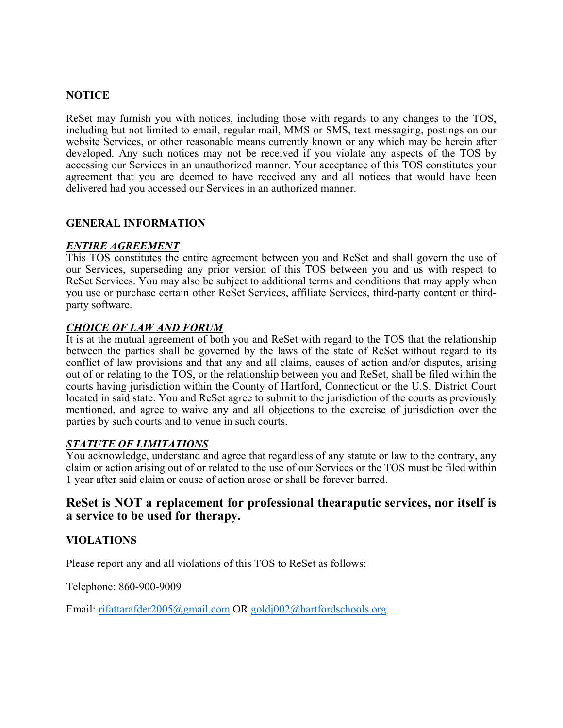**NOTICE**

ReSet may furnish you with notices, including those with regards to any changes to the TOS, including but not limited to email, regular mail, MMS or SMS, text messaging, postings on our website Services, or other reasonable means currently known or any which may be herein after developed. Any such notices may not be received if you violate any aspects of the TOS by accessing our Services in an unauthorized manner. Your acceptance of this TOS constitutes your agreement that you are deemed to have received any and all notices that would have been delivered had you accessed our Services in an authorized manner.

**GENERAL INFORMATION**

***ENTIRE AGREEMENT***

This TOS constitutes the entire agreement between you and ReSet and shall govern the use of our Services, superseding any prior version of this TOS between you and us with respect to ReSet Services. You may also be subject to additional terms and conditions that may apply when you use or purchase certain other ReSet Services, affiliate Services, third-party content or third-party software.

***CHOICE OF LAW AND FORUM***

It is at the mutual agreement of both you and ReSet with regard to the TOS that the relationship between the parties shall be governed by the laws of the state of ReSet without regard to its conflict of law provisions and that any and all claims, causes of action and/or disputes, arising out of or relating to the TOS, or the relationship between you and ReSet, shall be filed within the courts having jurisdiction within the County of Hartford, Connecticut or the U.S. District Court located in said state. You and ReSet agree to submit to the jurisdiction of the courts as previously mentioned, and agree to waive any and all objections to the exercise of jurisdiction over the parties by such courts and to venue in such courts.

***STATUTE OF LIMITATIONS***

You acknowledge, understand and agree that regardless of any statute or law to the contrary, any claim or action arising out of or related to the use of our Services or the TOS must be filed within 1 year after said claim or cause of action arose or shall be forever barred.

## ReSet is NOT a replacement for professional thearaputic services, nor itself is a service to be used for therapy.

**VIOLATIONS**

Please report any and all violations of this TOS to ReSet as follows:

Telephone: 860-900-9009

Email: rifattarafder2005@gmail.com OR goldj002@hartfordschools.org